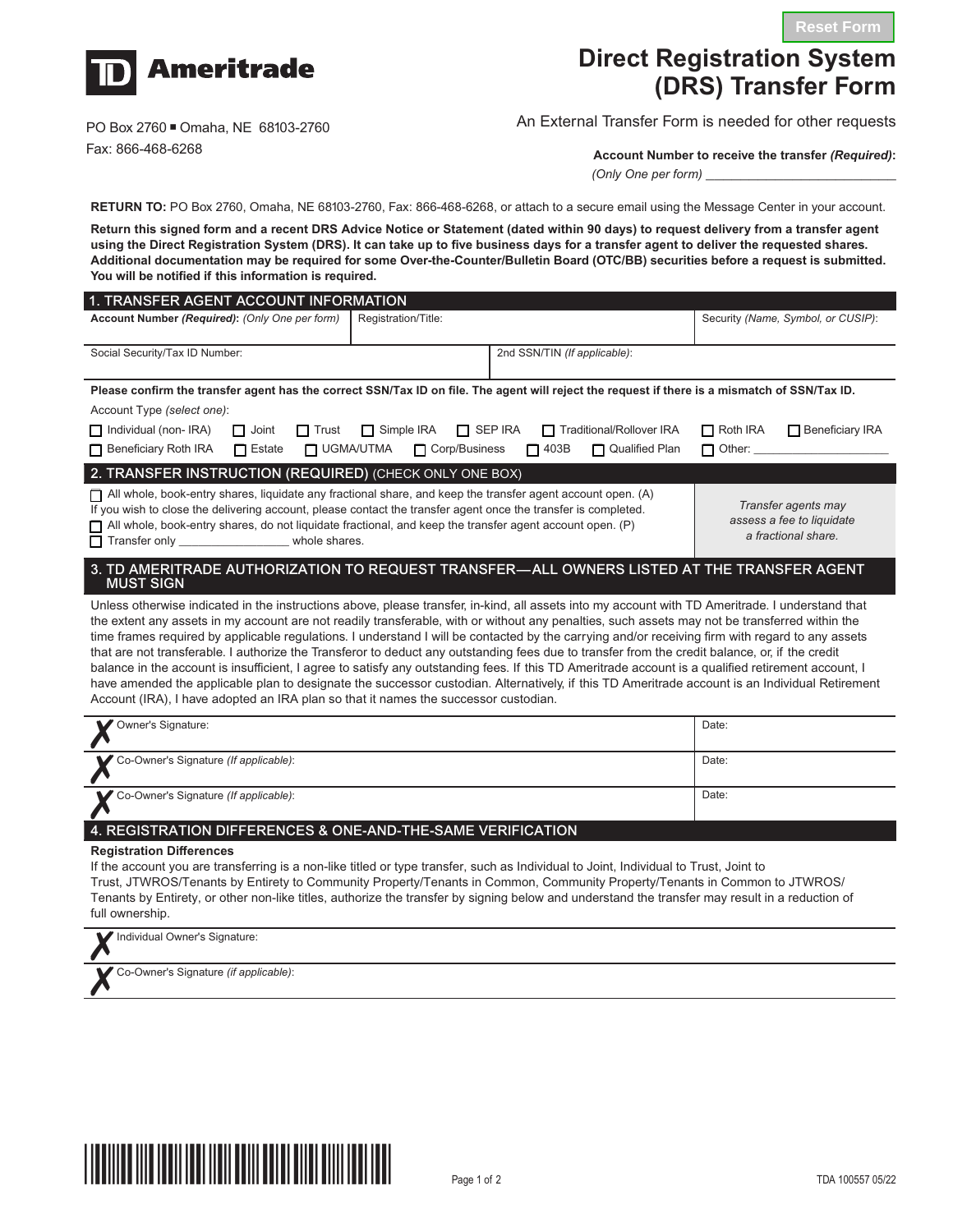Reset Form

**TD Ameritrade**

# Direct Registration System (DRS) Transfer Form

An External Transfer Form is needed for other requests

PO Box 2760 ▪ Omaha, NE 68103-2760
Fax: 866-468-6268

**Account Number to receive the transfer *(Required)*:**
*(Only One per form)* ___________________________

**RETURN TO:** PO Box 2760, Omaha, NE 68103-2760, Fax: 866-468-6268, or attach to a secure email using the Message Center in your account.

**Return this signed form and a recent DRS Advice Notice or Statement (dated within 90 days) to request delivery from a transfer agent using the Direct Registration System (DRS). It can take up to five business days for a transfer agent to deliver the requested shares. Additional documentation may be required for some Over-the-Counter/Bulletin Board (OTC/BB) securities before a request is submitted. You will be notified if this information is required.**

## 1. TRANSFER AGENT ACCOUNT INFORMATION

| **Account Number *(Required)*:** *(Only One per form)* | Registration/Title: | Security *(Name, Symbol, or CUSIP)*: |
|---|---|---|

| Social Security/Tax ID Number: | 2nd SSN/TIN *(If applicable)*: |
|---|---|

**Please confirm the transfer agent has the correct SSN/Tax ID on file. The agent will reject the request if there is a mismatch of SSN/Tax ID.**

Account Type *(select one)*:

☐ Individual (non- IRA) ☐ Joint ☐ Trust ☐ Simple IRA ☐ SEP IRA ☐ Traditional/Rollover IRA ☐ Roth IRA ☐ Beneficiary IRA
☐ Beneficiary Roth IRA ☐ Estate ☐ UGMA/UTMA ☐ Corp/Business ☐ 403B ☐ Qualified Plan ☐ Other: ____________________

## 2. TRANSFER INSTRUCTION (REQUIRED) (CHECK ONLY ONE BOX)

☐ All whole, book-entry shares, liquidate any fractional share, and keep the transfer agent account open. (A)
If you wish to close the delivering account, please contact the transfer agent once the transfer is completed.
☐ All whole, book-entry shares, do not liquidate fractional, and keep the transfer agent account open. (P)
☐ Transfer only ________________ whole shares.

*Transfer agents may assess a fee to liquidate a fractional share.*

## 3. TD AMERITRADE AUTHORIZATION TO REQUEST TRANSFER—ALL OWNERS LISTED AT THE TRANSFER AGENT MUST SIGN

Unless otherwise indicated in the instructions above, please transfer, in-kind, all assets into my account with TD Ameritrade. I understand that the extent any assets in my account are not readily transferable, with or without any penalties, such assets may not be transferred within the time frames required by applicable regulations. I understand I will be contacted by the carrying and/or receiving firm with regard to any assets that are not transferable. I authorize the Transferor to deduct any outstanding fees due to transfer from the credit balance, or, if the credit balance in the account is insufficient, I agree to satisfy any outstanding fees. If this TD Ameritrade account is a qualified retirement account, I have amended the applicable plan to designate the successor custodian. Alternatively, if this TD Ameritrade account is an Individual Retirement Account (IRA), I have adopted an IRA plan so that it names the successor custodian.

| Signature | Date |
|---|---|
| ✗ Owner's Signature: | Date: |
| ✗ Co-Owner's Signature *(If applicable)*: | Date: |
| ✗ Co-Owner's Signature *(If applicable)*: | Date: |

## 4. REGISTRATION DIFFERENCES & ONE-AND-THE-SAME VERIFICATION

**Registration Differences**

If the account you are transferring is a non-like titled or type transfer, such as Individual to Joint, Individual to Trust, Joint to Trust, JTWROS/Tenants by Entirety to Community Property/Tenants in Common, Community Property/Tenants in Common to JTWROS/Tenants by Entirety, or other non-like titles, authorize the transfer by signing below and understand the transfer may result in a reduction of full ownership.

✗ Individual Owner's Signature:

✗ Co-Owner's Signature *(if applicable)*:

TDA 100557 05/22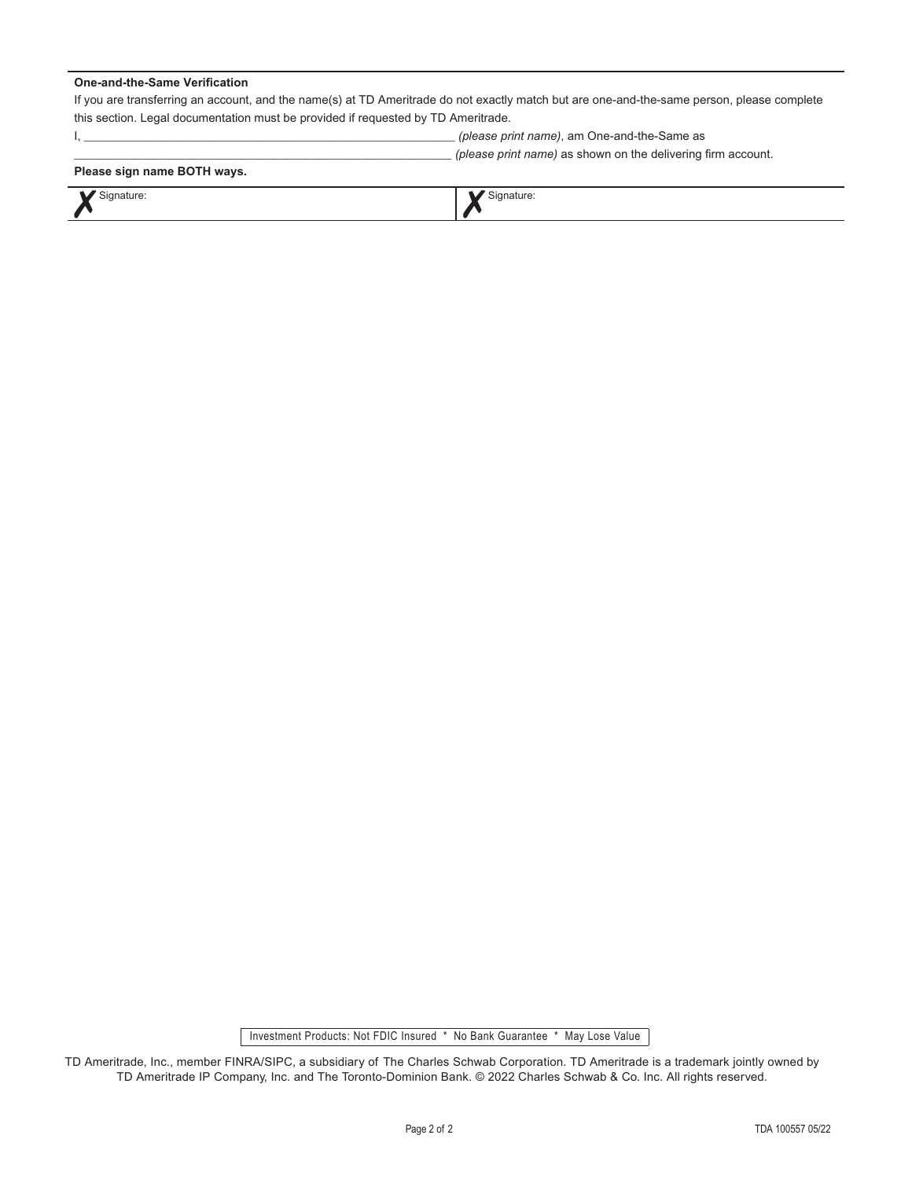**One-and-the-Same Verification**

If you are transferring an account, and the name(s) at TD Ameritrade do not exactly match but are one-and-the-same person, please complete this section. Legal documentation must be provided if requested by TD Ameritrade.

I, __________________________________________________________ *(please print name)*, am One-and-the-Same as

__________________________________________________________ *(please print name)* as shown on the delivering firm account.

**Please sign name BOTH ways.**

| | |
|---|---|
| ✗ Signature: | ✗ Signature: |

Investment Products: Not FDIC Insured * No Bank Guarantee * May Lose Value

TD Ameritrade, Inc., member FINRA/SIPC, a subsidiary of The Charles Schwab Corporation. TD Ameritrade is a trademark jointly owned by TD Ameritrade IP Company, Inc. and The Toronto-Dominion Bank. © 2022 Charles Schwab & Co. Inc. All rights reserved.

TDA 100557 05/22